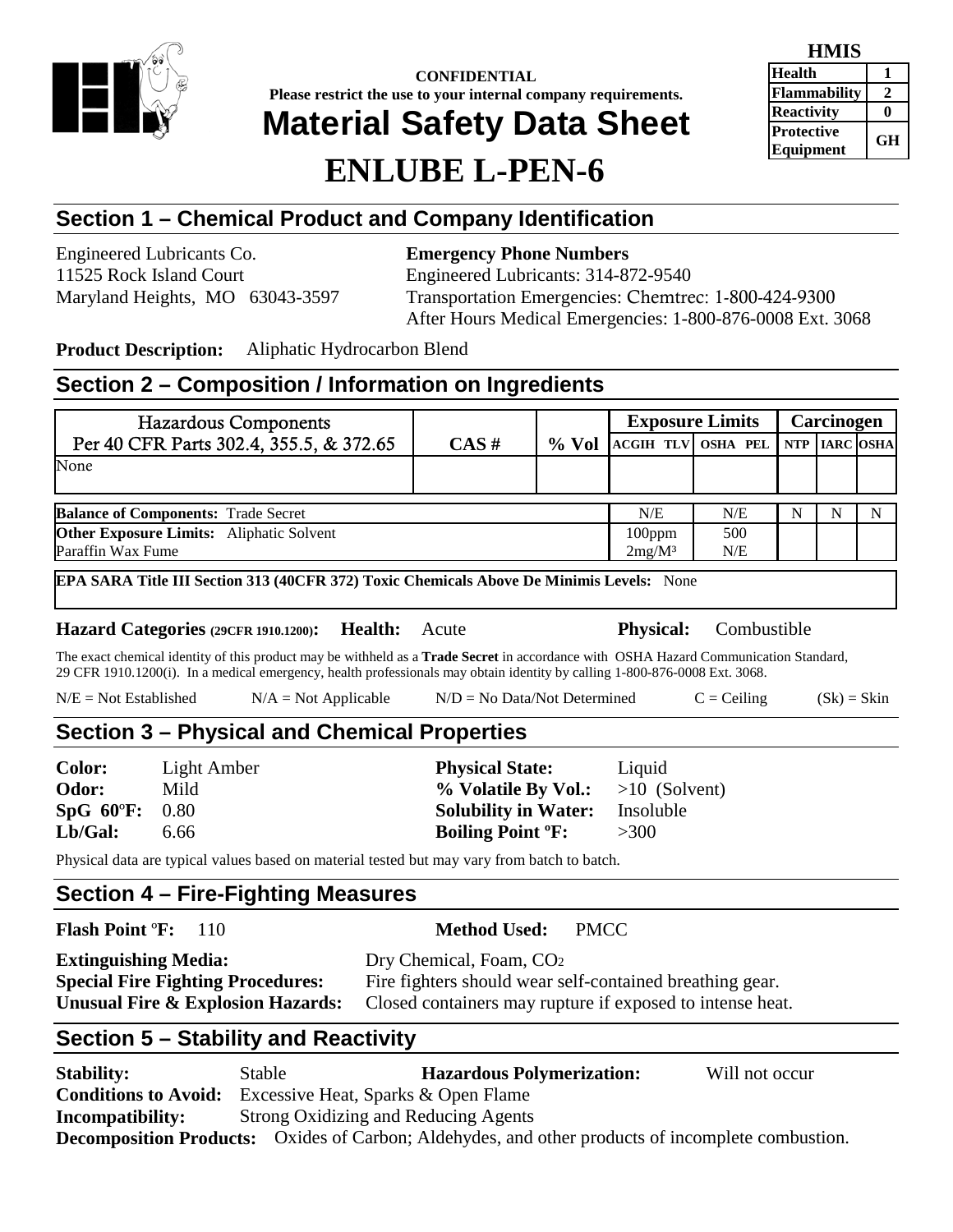**CONFIDENTIAL**
**Please restrict the use to your internal company requirements.**

# Material Safety Data Sheet

# ENLUBE L-PEN-6

| HMIS | |
|---|---|
| Health | 1 |
| Flammability | 2 |
| Reactivity | 0 |
| Protective Equipment | GH |

## Section 1 – Chemical Product and Company Identification

Engineered Lubricants Co.
11525 Rock Island Court
Maryland Heights, MO 63043-3597

**Emergency Phone Numbers**
Engineered Lubricants: 314-872-9540
Transportation Emergencies: Chemtrec: 1-800-424-9300
After Hours Medical Emergencies: 1-800-876-0008 Ext. 3068

**Product Description:** Aliphatic Hydrocarbon Blend

## Section 2 – Composition / Information on Ingredients

| Hazardous Components Per 40 CFR Parts 302.4, 355.5, & 372.65 | CAS # | % Vol | Exposure Limits | | Carcinogen | | |
|---|---|---|---|---|---|---|---|
| | | | ACGIH TLV | OSHA PEL | NTP | IARC | OSHA |
| None | | | | | | | |
| **Balance of Components:** Trade Secret | | | N/E | N/E | N | N | N |
| **Other Exposure Limits:** Aliphatic Solvent | | | 100ppm | 500 | | | |
| Paraffin Wax Fume | | | $2mg/M^3$ | N/E | | | |

**EPA SARA Title III Section 313 (40CFR 372) Toxic Chemicals Above De Minimis Levels:** None

**Hazard Categories (29CFR 1910.1200):** **Health:** Acute **Physical:** Combustible

The exact chemical identity of this product may be withheld as a **Trade Secret** in accordance with OSHA Hazard Communication Standard, 29 CFR 1910.1200(i). In a medical emergency, health professionals may obtain identity by calling 1-800-876-0008 Ext. 3068.

N/E = Not Established N/A = Not Applicable N/D = No Data/Not Determined C = Ceiling (Sk) = Skin

## Section 3 – Physical and Chemical Properties

**Color:** Light Amber
**Odor:** Mild
**SpG 60ºF:** 0.80
**Lb/Gal:** 6.66

**Physical State:** Liquid
**% Volatile By Vol.:** >10 (Solvent)
**Solubility in Water:** Insoluble
**Boiling Point ºF:** >300

Physical data are typical values based on material tested but may vary from batch to batch.

## Section 4 – Fire-Fighting Measures

**Flash Point ºF:** 110 **Method Used:** PMCC

**Extinguishing Media:** Dry Chemical, Foam, $CO_2$
**Special Fire Fighting Procedures:** Fire fighters should wear self-contained breathing gear.
**Unusual Fire & Explosion Hazards:** Closed containers may rupture if exposed to intense heat.

## Section 5 – Stability and Reactivity

**Stability:** Stable **Hazardous Polymerization:** Will not occur
**Conditions to Avoid:** Excessive Heat, Sparks & Open Flame
**Incompatibility:** Strong Oxidizing and Reducing Agents
**Decomposition Products:** Oxides of Carbon; Aldehydes, and other products of incomplete combustion.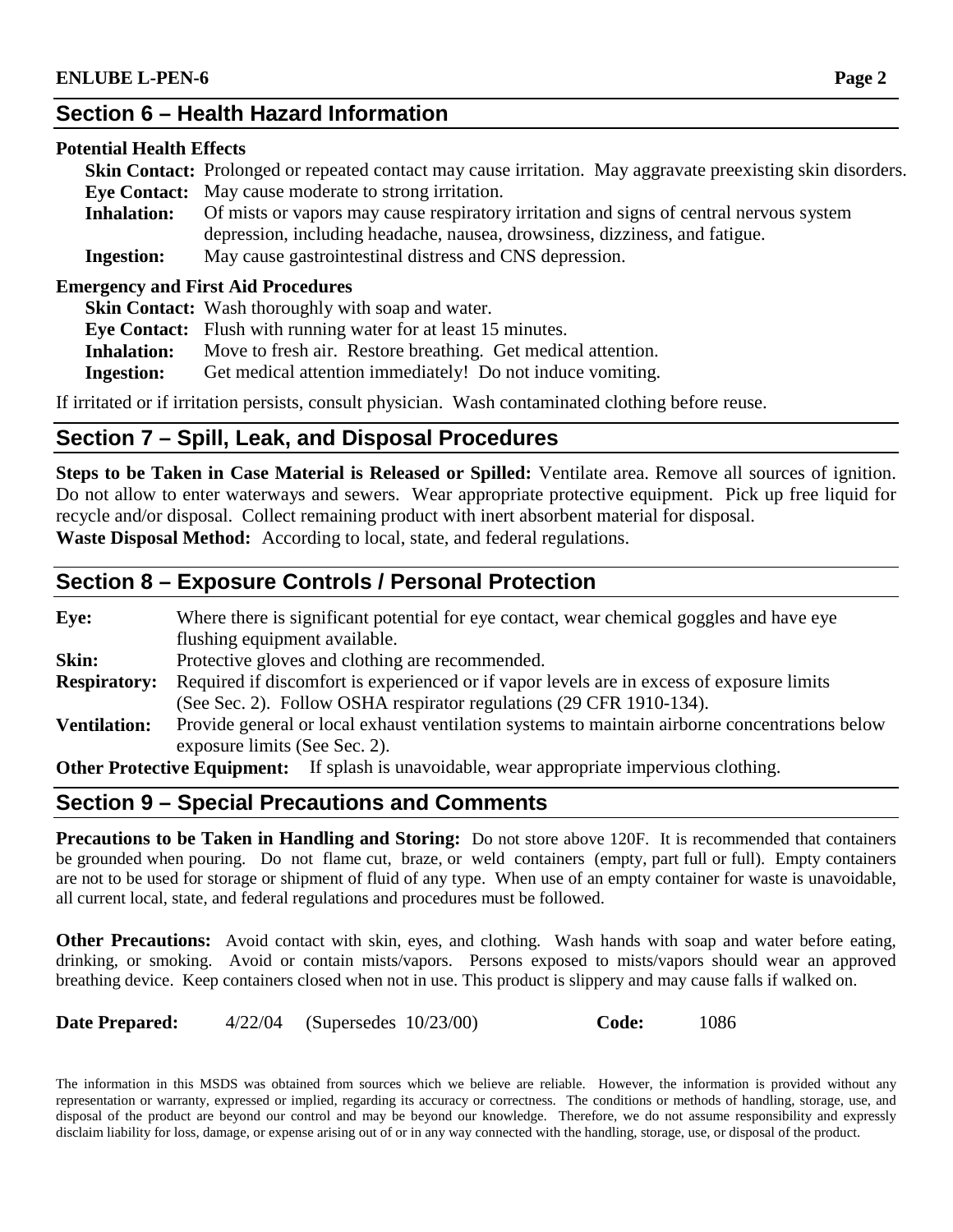## Section 6 – Health Hazard Information

**Potential Health Effects**

**Skin Contact:** Prolonged or repeated contact may cause irritation. May aggravate preexisting skin disorders.
**Eye Contact:** May cause moderate to strong irritation.
**Inhalation:** Of mists or vapors may cause respiratory irritation and signs of central nervous system depression, including headache, nausea, drowsiness, dizziness, and fatigue.
**Ingestion:** May cause gastrointestinal distress and CNS depression.

**Emergency and First Aid Procedures**

**Skin Contact:** Wash thoroughly with soap and water.
**Eye Contact:** Flush with running water for at least 15 minutes.
**Inhalation:** Move to fresh air. Restore breathing. Get medical attention.
**Ingestion:** Get medical attention immediately! Do not induce vomiting.

If irritated or if irritation persists, consult physician. Wash contaminated clothing before reuse.

## Section 7 – Spill, Leak, and Disposal Procedures

**Steps to be Taken in Case Material is Released or Spilled:** Ventilate area. Remove all sources of ignition. Do not allow to enter waterways and sewers. Wear appropriate protective equipment. Pick up free liquid for recycle and/or disposal. Collect remaining product with inert absorbent material for disposal.
**Waste Disposal Method:** According to local, state, and federal regulations.

## Section 8 – Exposure Controls / Personal Protection

**Eye:** Where there is significant potential for eye contact, wear chemical goggles and have eye flushing equipment available.
**Skin:** Protective gloves and clothing are recommended.
**Respiratory:** Required if discomfort is experienced or if vapor levels are in excess of exposure limits (See Sec. 2). Follow OSHA respirator regulations (29 CFR 1910-134).
**Ventilation:** Provide general or local exhaust ventilation systems to maintain airborne concentrations below exposure limits (See Sec. 2).
**Other Protective Equipment:** If splash is unavoidable, wear appropriate impervious clothing.

## Section 9 – Special Precautions and Comments

**Precautions to be Taken in Handling and Storing:** Do not store above 120F. It is recommended that containers be grounded when pouring. Do not flame cut, braze, or weld containers (empty, part full or full). Empty containers are not to be used for storage or shipment of fluid of any type. When use of an empty container for waste is unavoidable, all current local, state, and federal regulations and procedures must be followed.

**Other Precautions:** Avoid contact with skin, eyes, and clothing. Wash hands with soap and water before eating, drinking, or smoking. Avoid or contain mists/vapors. Persons exposed to mists/vapors should wear an approved breathing device. Keep containers closed when not in use. This product is slippery and may cause falls if walked on.

**Date Prepared:** 4/22/04 (Supersedes 10/23/00) **Code:** 1086

The information in this MSDS was obtained from sources which we believe are reliable. However, the information is provided without any representation or warranty, expressed or implied, regarding its accuracy or correctness. The conditions or methods of handling, storage, use, and disposal of the product are beyond our control and may be beyond our knowledge. Therefore, we do not assume responsibility and expressly disclaim liability for loss, damage, or expense arising out of or in any way connected with the handling, storage, use, or disposal of the product.